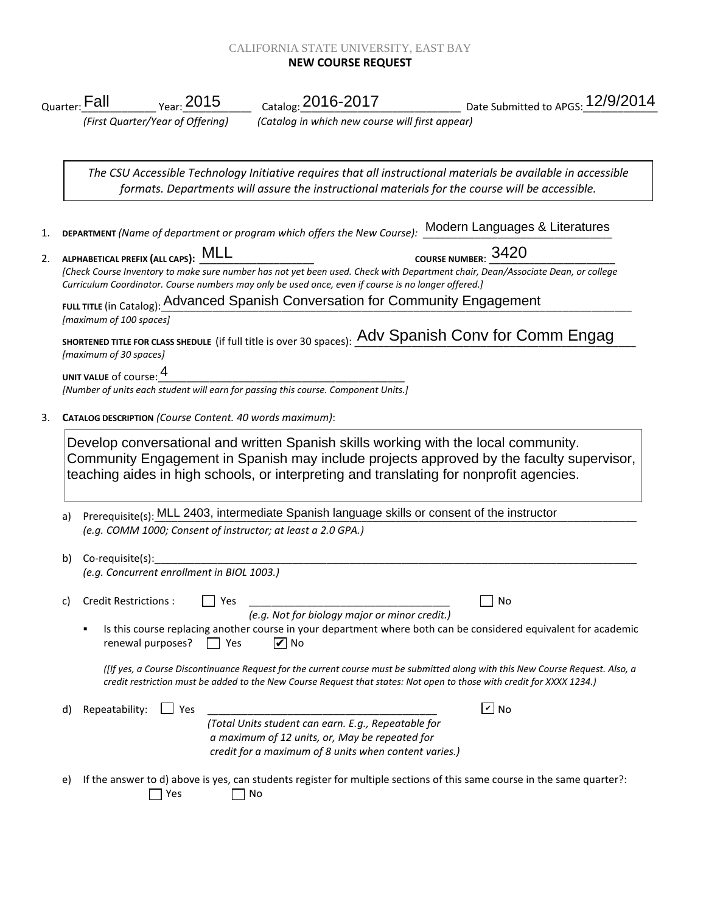CALIFORNIA STATE UNIVERSITY, EAST BAY

**NEW COURSE REQUEST**

Quarter: Fall Year: 2015 Catalog: 2016-2017 Date Submitted to APGS: 12/9/2014

*(First Quarter/Year of Offering)* *(Catalog in which new course will first appear)*

> *The CSU Accessible Technology Initiative requires that all instructional materials be available in accessible formats. Departments will assure the instructional materials for the course will be accessible.*

1. **DEPARTMENT** *(Name of department or program which offers the New Course):* Modern Languages & Literatures

2. **ALPHABETICAL PREFIX (ALL CAPS):** MLL **COURSE NUMBER:** 3420

   *[Check Course Inventory to make sure number has not yet been used. Check with Department chair, Dean/Associate Dean, or college Curriculum Coordinator. Course numbers may only be used once, even if course is no longer offered.]*

   **FULL TITLE** (in Catalog): Advanced Spanish Conversation for Community Engagement
   *[maximum of 100 spaces]*

   **SHORTENED TITLE FOR CLASS SHEDULE** (if full title is over 30 spaces): Adv Spanish Conv for Comm Engag
   *[maximum of 30 spaces]*

   **UNIT VALUE** of course: 4
   *[Number of units each student will earn for passing this course. Component Units.]*

3. **CATALOG DESCRIPTION** *(Course Content. 40 words maximum)*:

   Develop conversational and written Spanish skills working with the local community. Community Engagement in Spanish may include projects approved by the faculty supervisor, teaching aides in high schools, or interpreting and translating for nonprofit agencies.

   a) Prerequisite(s): MLL 2403, intermediate Spanish language skills or consent of the instructor
   *(e.g. COMM 1000; Consent of instructor; at least a 2.0 GPA.)*

   b) Co-requisite(s): ______
   *(e.g. Concurrent enrollment in BIOL 1003.)*

   c) Credit Restrictions : ☐ Yes ______ ☐ No
   *(e.g. Not for biology major or minor credit.)*

   - Is this course replacing another course in your department where both can be considered equivalent for academic renewal purposes? ☐ Yes ☑ No

     *([If yes, a Course Discontinuance Request for the current course must be submitted along with this New Course Request. Also, a credit restriction must be added to the New Course Request that states: Not open to those with credit for XXXX 1234.)*

   d) Repeatability: ☐ Yes ______ ☑ No
   *(Total Units student can earn. E.g., Repeatable for a maximum of 12 units, or, May be repeated for credit for a maximum of 8 units when content varies.)*

   e) If the answer to d) above is yes, can students register for multiple sections of this same course in the same quarter?:
   ☐ Yes ☐ No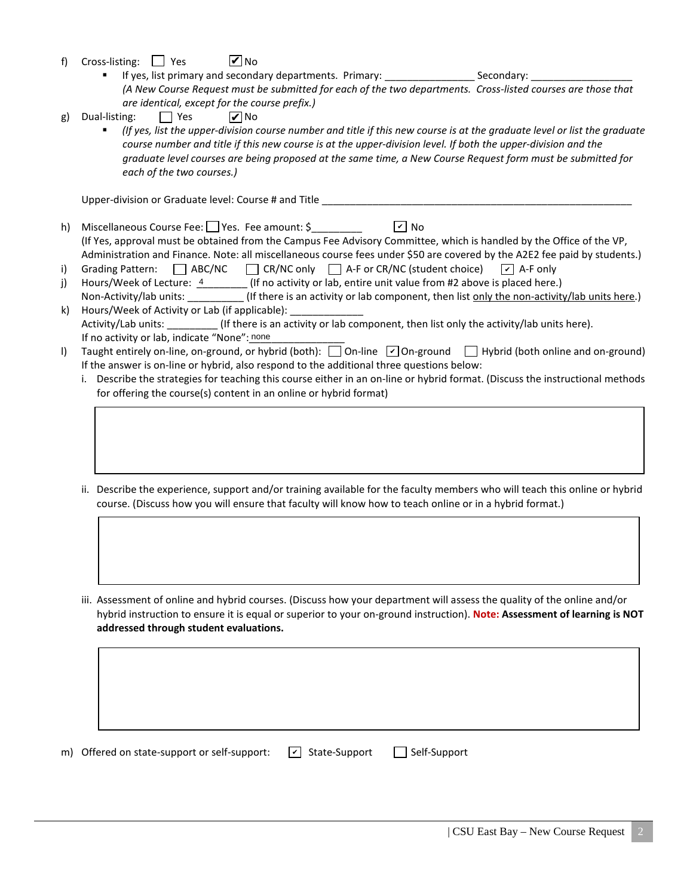f) Cross-listing: ☐ Yes ☑ No

- If yes, list primary and secondary departments. Primary: ________________ Secondary: __________________

  *(A New Course Request must be submitted for each of the two departments. Cross-listed courses are those that are identical, except for the course prefix.)*

g) Dual-listing: ☐ Yes ☑ No

- *(If yes, list the upper-division course number and title if this new course is at the graduate level or list the graduate course number and title if this new course is at the upper-division level. If both the upper-division and the graduate level courses are being proposed at the same time, a New Course Request form must be submitted for each of the two courses.)*

Upper-division or Graduate level: Course # and Title ____________________________________________________________

h) Miscellaneous Course Fee: ☐ Yes. Fee amount: $_________ ☑ No

(If Yes, approval must be obtained from the Campus Fee Advisory Committee, which is handled by the Office of the VP, Administration and Finance. Note: all miscellaneous course fees under $50 are covered by the A2E2 fee paid by students.)

i) Grading Pattern: ☐ ABC/NC ☐ CR/NC only ☐ A-F or CR/NC (student choice) ☑ A-F only

j) Hours/Week of Lecture: 4 (If no activity or lab, entire unit value from #2 above is placed here.)

Non-Activity/lab units: __________ (If there is an activity or lab component, then list only the non-activity/lab units here.)

k) Hours/Week of Activity or Lab (if applicable): _____________

Activity/Lab units: _________ (If there is an activity or lab component, then list only the activity/lab units here).

If no activity or lab, indicate "None": none

l) Taught entirely on-line, on-ground, or hybrid (both): ☐ On-line ☑ On-ground ☐ Hybrid (both online and on-ground)

If the answer is on-line or hybrid, also respond to the additional three questions below:

i. Describe the strategies for teaching this course either in an on-line or hybrid format. (Discuss the instructional methods for offering the course(s) content in an online or hybrid format)

ii. Describe the experience, support and/or training available for the faculty members who will teach this online or hybrid course. (Discuss how you will ensure that faculty will know how to teach online or in a hybrid format.)

iii. Assessment of online and hybrid courses. (Discuss how your department will assess the quality of the online and/or hybrid instruction to ensure it is equal or superior to your on-ground instruction). **Note: Assessment of learning is NOT addressed through student evaluations.**

m) Offered on state-support or self-support: ☑ State-Support ☐ Self-Support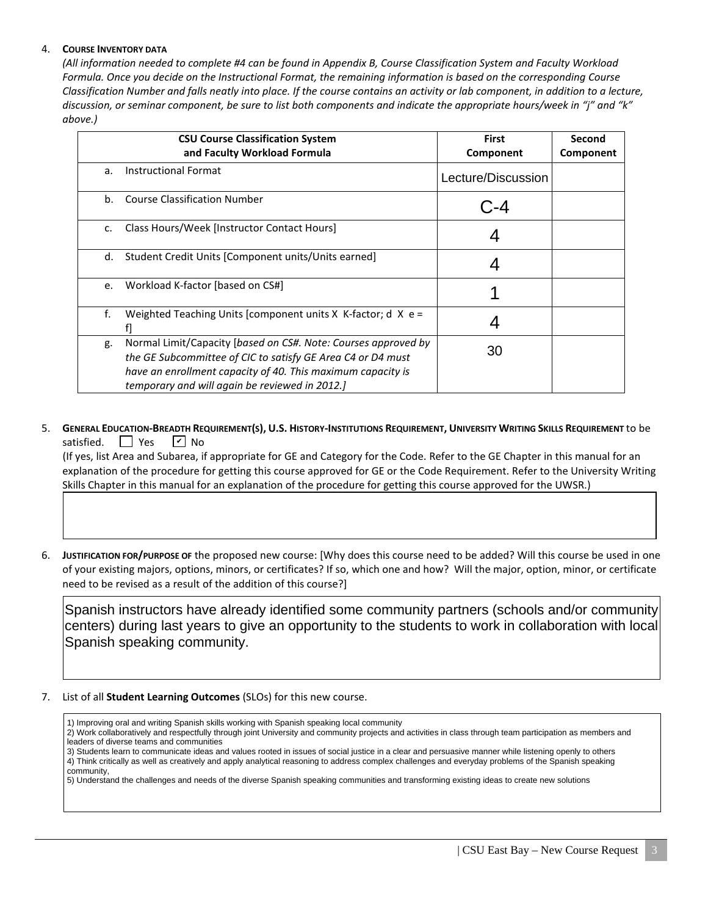4. **COURSE INVENTORY DATA**

*(All information needed to complete #4 can be found in Appendix B, Course Classification System and Faculty Workload Formula. Once you decide on the Instructional Format, the remaining information is based on the corresponding Course Classification Number and falls neatly into place. If the course contains an activity or lab component, in addition to a lecture, discussion, or seminar component, be sure to list both components and indicate the appropriate hours/week in "j" and "k" above.)*

| CSU Course Classification System and Faculty Workload Formula | First Component | Second Component |
|---|---|---|
| a. Instructional Format | Lecture/Discussion | |
| b. Course Classification Number | C-4 | |
| c. Class Hours/Week [Instructor Contact Hours] | 4 | |
| d. Student Credit Units [Component units/Units earned] | 4 | |
| e. Workload K-factor [based on CS#] | 1 | |
| f. Weighted Teaching Units [component units X K-factor; d X e = f] | 4 | |
| g. Normal Limit/Capacity [*based on CS#. Note: Courses approved by the GE Subcommittee of CIC to satisfy GE Area C4 or D4 must have an enrollment capacity of 40. This maximum capacity is temporary and will again be reviewed in 2012.]* | 30 | |

5. **GENERAL EDUCATION-BREADTH REQUIREMENT(S), U.S. HISTORY-INSTITUTIONS REQUIREMENT, UNIVERSITY WRITING SKILLS REQUIREMENT** to be satisfied. ☐ Yes ☑ No

(If yes, list Area and Subarea, if appropriate for GE and Category for the Code. Refer to the GE Chapter in this manual for an explanation of the procedure for getting this course approved for GE or the Code Requirement. Refer to the University Writing Skills Chapter in this manual for an explanation of the procedure for getting this course approved for the UWSR.)

6. **JUSTIFICATION FOR/PURPOSE OF** the proposed new course: [Why does this course need to be added? Will this course be used in one of your existing majors, options, minors, or certificates? If so, which one and how? Will the major, option, minor, or certificate need to be revised as a result of the addition of this course?]

Spanish instructors have already identified some community partners (schools and/or community centers) during last years to give an opportunity to the students to work in collaboration with local Spanish speaking community.

7. List of all **Student Learning Outcomes** (SLOs) for this new course.

1) Improving oral and writing Spanish skills working with Spanish speaking local community
2) Work collaboratively and respectfully through joint University and community projects and activities in class through team participation as members and leaders of diverse teams and communities
3) Students learn to communicate ideas and values rooted in issues of social justice in a clear and persuasive manner while listening openly to others
4) Think critically as well as creatively and apply analytical reasoning to address complex challenges and everyday problems of the Spanish speaking community,
5) Understand the challenges and needs of the diverse Spanish speaking communities and transforming existing ideas to create new solutions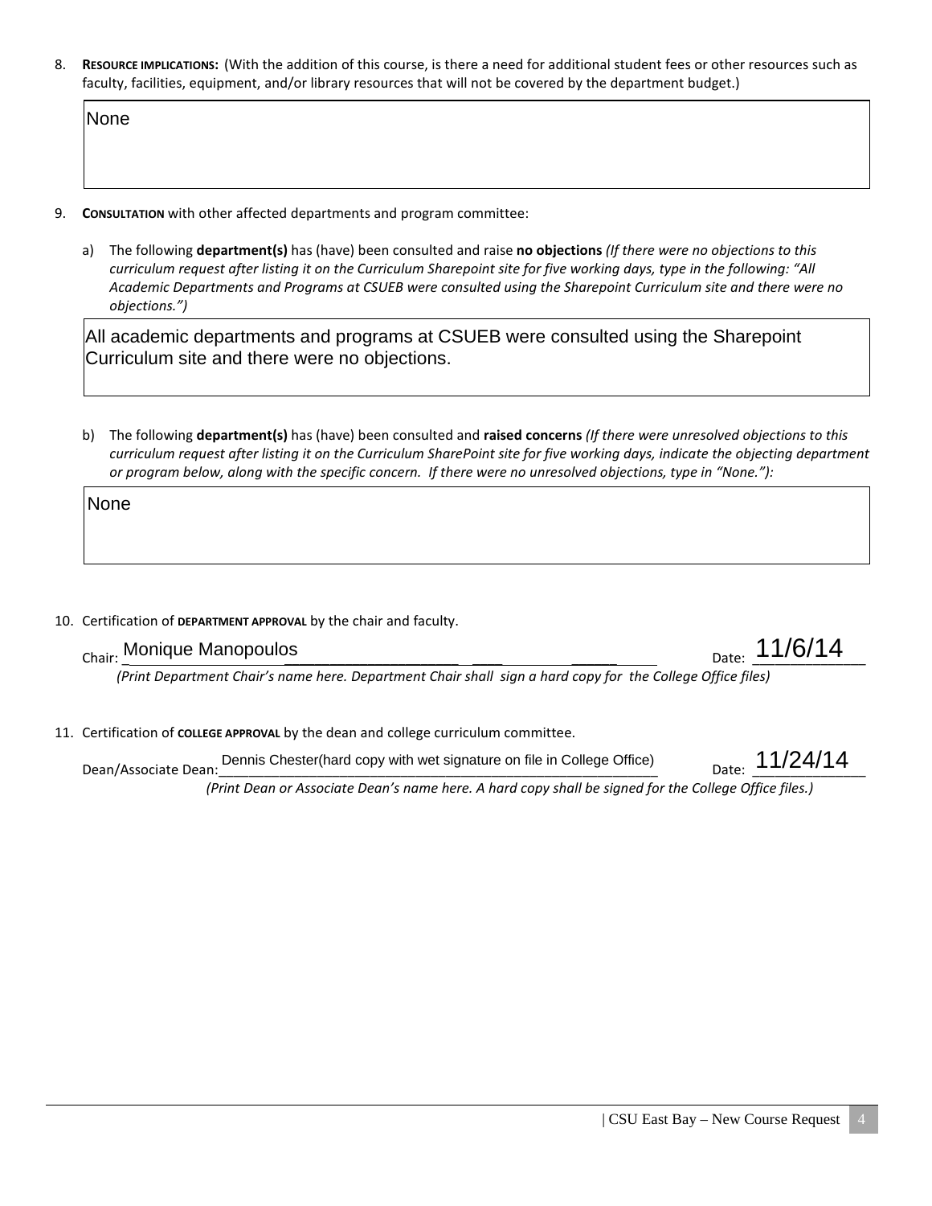8. **RESOURCE IMPLICATIONS:** (With the addition of this course, is there a need for additional student fees or other resources such as faculty, facilities, equipment, and/or library resources that will not be covered by the department budget.)

   None

9. **CONSULTATION** with other affected departments and program committee:

   a) The following **department(s)** has (have) been consulted and raise **no objections** *(If there were no objections to this curriculum request after listing it on the Curriculum Sharepoint site for five working days, type in the following: "All Academic Departments and Programs at CSUEB were consulted using the Sharepoint Curriculum site and there were no objections.")*

   All academic departments and programs at CSUEB were consulted using the Sharepoint Curriculum site and there were no objections.

   b) The following **department(s)** has (have) been consulted and **raised concerns** *(If there were unresolved objections to this curriculum request after listing it on the Curriculum SharePoint site for five working days, indicate the objecting department or program below, along with the specific concern. If there were no unresolved objections, type in "None."):*

   None

10. Certification of **DEPARTMENT APPROVAL** by the chair and faculty.

    Chair: Monique Manopoulos Date: 11/6/14

    *(Print Department Chair's name here. Department Chair shall sign a hard copy for the College Office files)*

11. Certification of **COLLEGE APPROVAL** by the dean and college curriculum committee.

    Dean/Associate Dean: Dennis Chester(hard copy with wet signature on file in College Office) Date: 11/24/14

    *(Print Dean or Associate Dean's name here. A hard copy shall be signed for the College Office files.)*